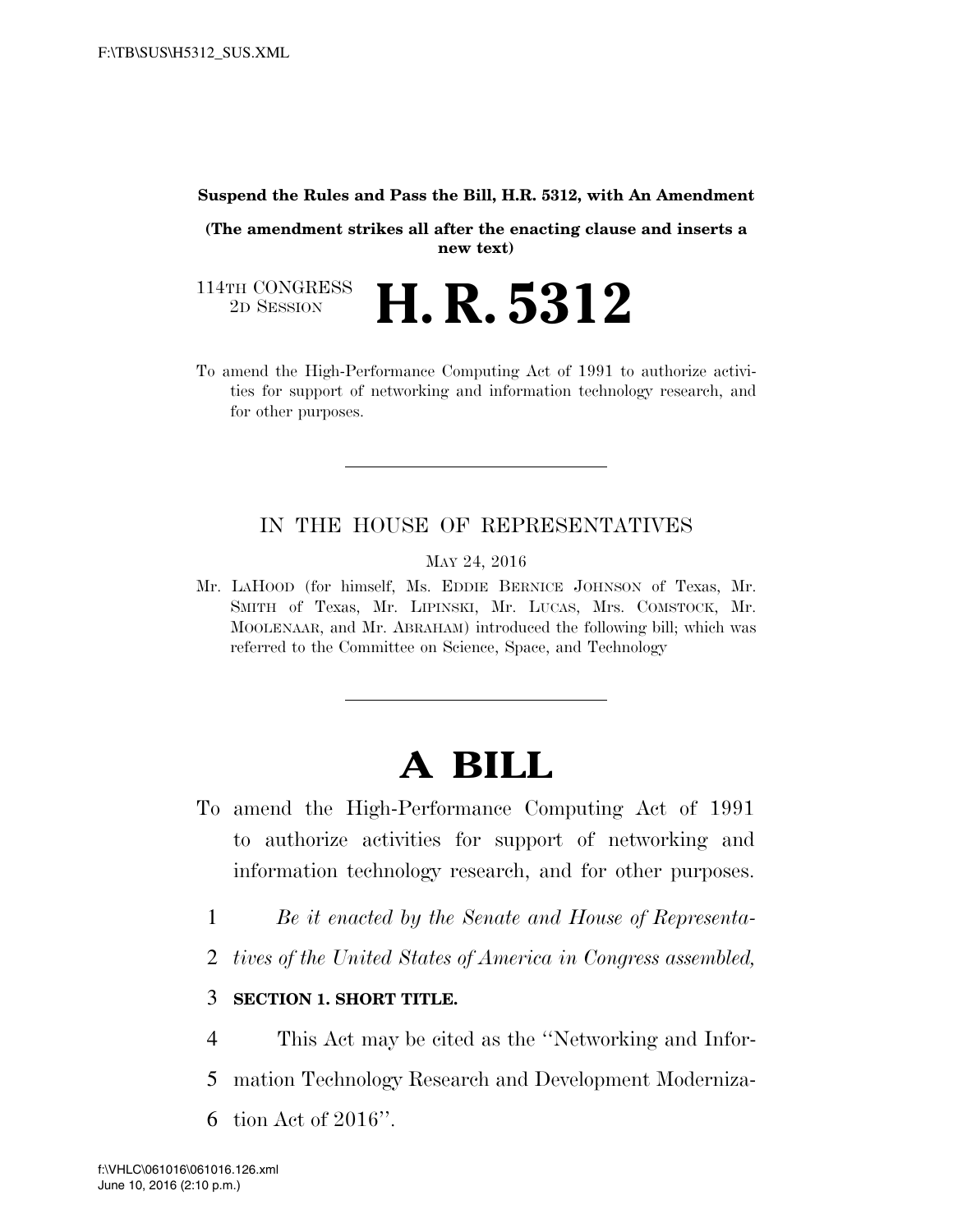**Suspend the Rules and Pass the Bill, H.R. 5312, with An Amendment**

**(The amendment strikes all after the enacting clause and inserts a new text)**

114TH CONGRESS
2D SESSION

# H. R. 5312

To amend the High-Performance Computing Act of 1991 to authorize activities for support of networking and information technology research, and for other purposes.

---

IN THE HOUSE OF REPRESENTATIVES

MAY 24, 2016

Mr. LAHOOD (for himself, Ms. EDDIE BERNICE JOHNSON of Texas, Mr. SMITH of Texas, Mr. LIPINSKI, Mr. LUCAS, Mrs. COMSTOCK, Mr. MOOLENAAR, and Mr. ABRAHAM) introduced the following bill; which was referred to the Committee on Science, Space, and Technology

---

# A BILL

To amend the High-Performance Computing Act of 1991 to authorize activities for support of networking and information technology research, and for other purposes.

1 *Be it enacted by the Senate and House of Representa-*
2 *tives of the United States of America in Congress assembled,*

3 **SECTION 1. SHORT TITLE.**

4 This Act may be cited as the ''Networking and Infor-
5 mation Technology Research and Development Moderniza-
6 tion Act of 2016''.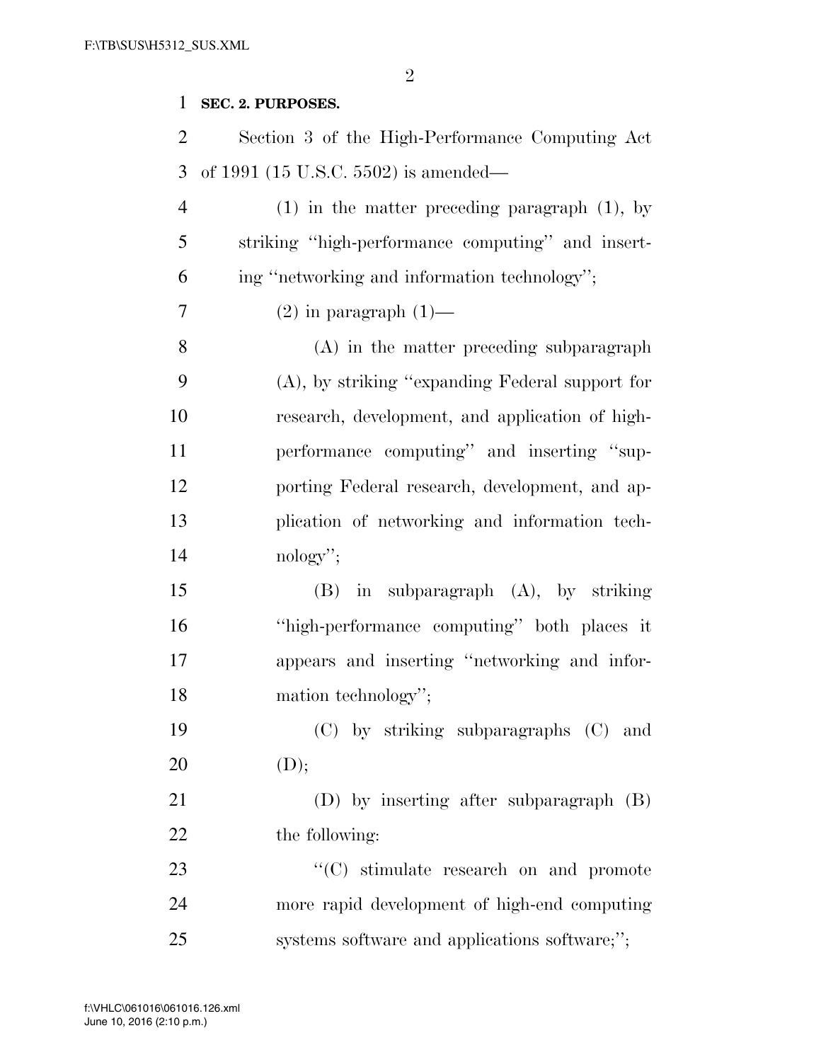**SEC. 2. PURPOSES.**

Section 3 of the High-Performance Computing Act of 1991 (15 U.S.C. 5502) is amended—

(1) in the matter preceding paragraph (1), by striking ''high-performance computing'' and inserting ''networking and information technology'';

(2) in paragraph (1)—

(A) in the matter preceding subparagraph (A), by striking ''expanding Federal support for research, development, and application of high-performance computing'' and inserting ''supporting Federal research, development, and application of networking and information technology'';

(B) in subparagraph (A), by striking ''high-performance computing'' both places it appears and inserting ''networking and information technology'';

(C) by striking subparagraphs (C) and (D);

(D) by inserting after subparagraph (B) the following:

''(C) stimulate research on and promote more rapid development of high-end computing systems software and applications software;'';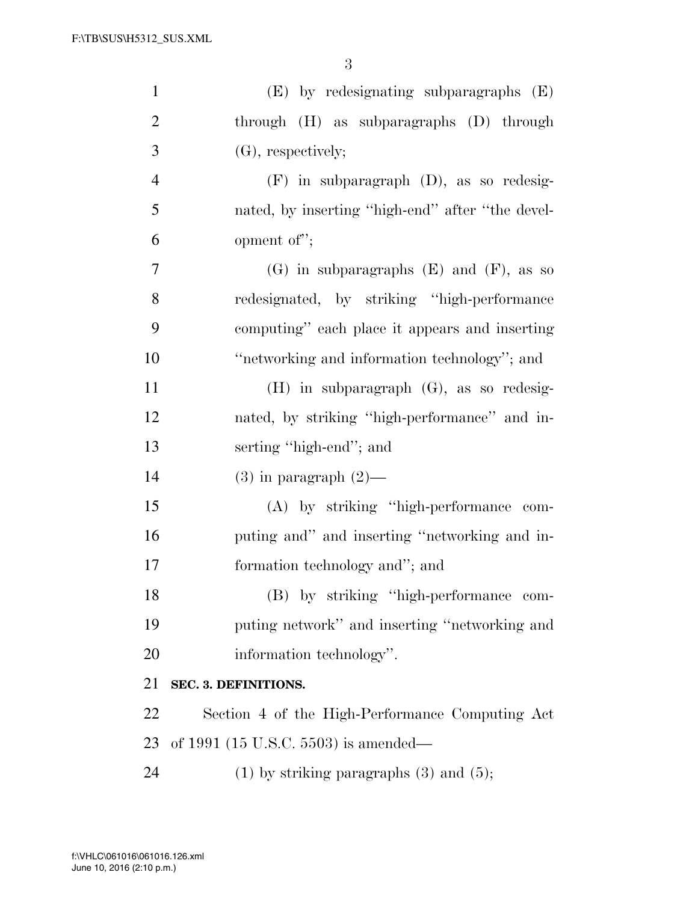(E) by redesignating subparagraphs (E) through (H) as subparagraphs (D) through (G), respectively;

(F) in subparagraph (D), as so redesignated, by inserting ''high-end'' after ''the development of'';

(G) in subparagraphs (E) and (F), as so redesignated, by striking ''high-performance computing'' each place it appears and inserting ''networking and information technology''; and

(H) in subparagraph (G), as so redesignated, by striking ''high-performance'' and inserting ''high-end''; and

(3) in paragraph (2)—

(A) by striking ''high-performance computing and'' and inserting ''networking and information technology and''; and

(B) by striking ''high-performance computing network'' and inserting ''networking and information technology''.

**SEC. 3. DEFINITIONS.**

Section 4 of the High-Performance Computing Act of 1991 (15 U.S.C. 5503) is amended—

(1) by striking paragraphs (3) and (5);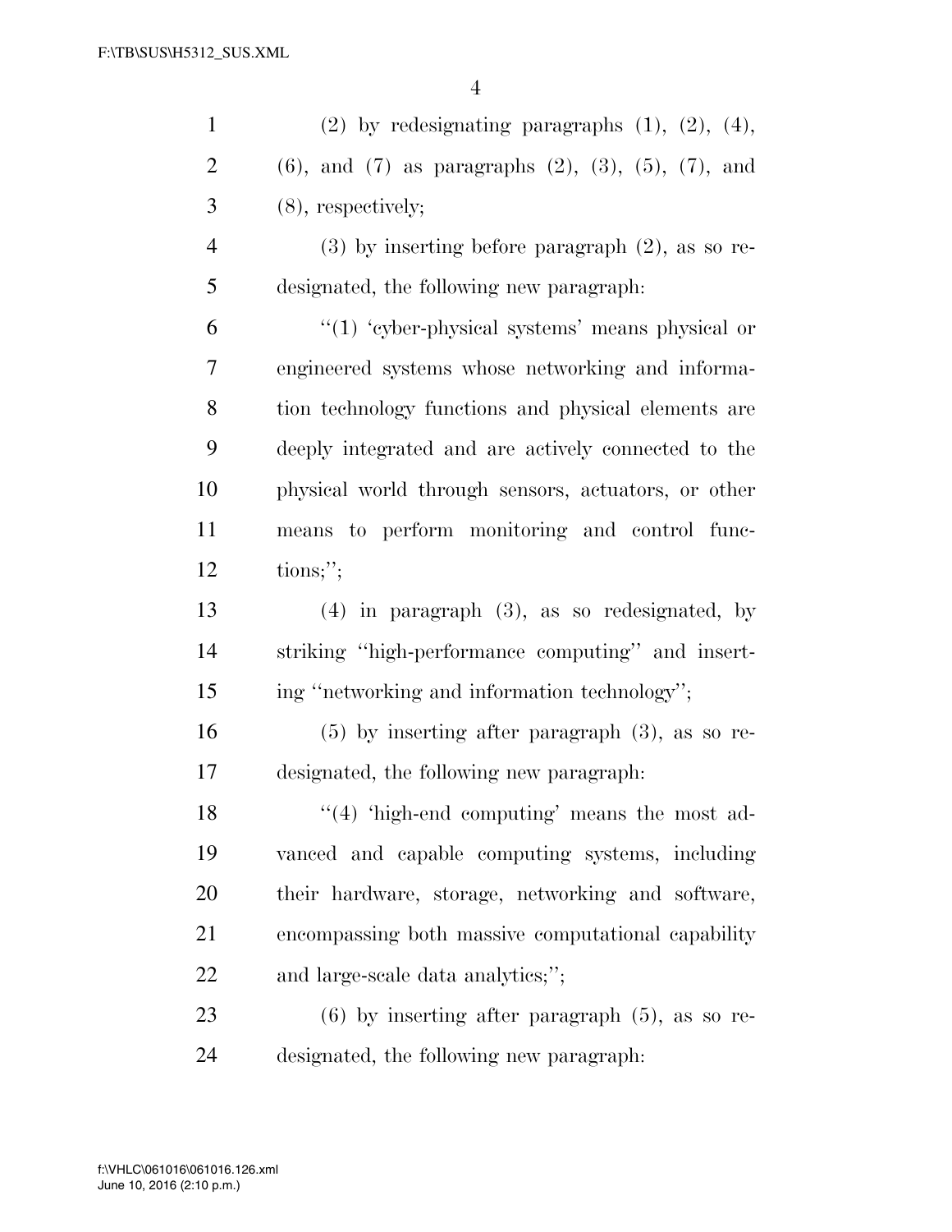(2) by redesignating paragraphs (1), (2), (4), (6), and (7) as paragraphs (2), (3), (5), (7), and (8), respectively;

(3) by inserting before paragraph (2), as so redesignated, the following new paragraph:

''(1) 'cyber-physical systems' means physical or engineered systems whose networking and information technology functions and physical elements are deeply integrated and are actively connected to the physical world through sensors, actuators, or other means to perform monitoring and control functions;'';

(4) in paragraph (3), as so redesignated, by striking ''high-performance computing'' and inserting ''networking and information technology'';

(5) by inserting after paragraph (3), as so redesignated, the following new paragraph:

''(4) 'high-end computing' means the most advanced and capable computing systems, including their hardware, storage, networking and software, encompassing both massive computational capability and large-scale data analytics;'';

(6) by inserting after paragraph (5), as so redesignated, the following new paragraph: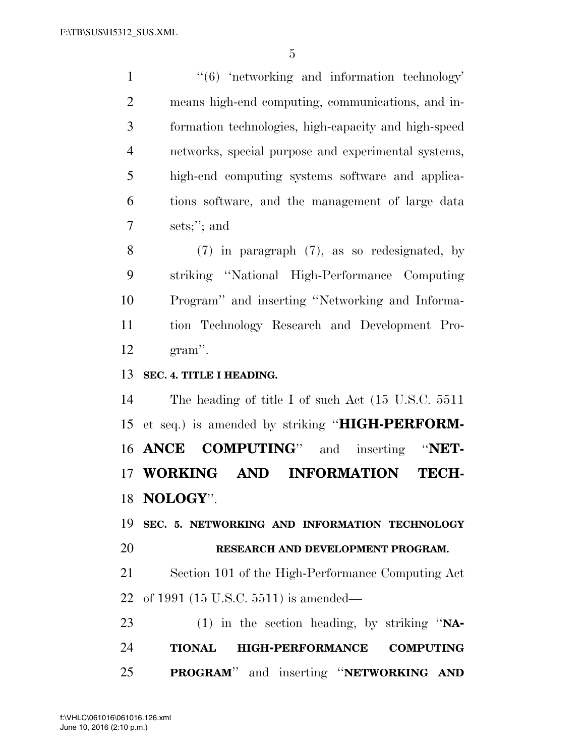''(6) 'networking and information technology' means high-end computing, communications, and information technologies, high-capacity and high-speed networks, special purpose and experimental systems, high-end computing systems software and applications software, and the management of large data sets;''; and

(7) in paragraph (7), as so redesignated, by striking ''National High-Performance Computing Program'' and inserting ''Networking and Information Technology Research and Development Program''.

**SEC. 4. TITLE I HEADING.**

The heading of title I of such Act (15 U.S.C. 5511 et seq.) is amended by striking ''**HIGH-PERFORMANCE COMPUTING**'' and inserting ''**NETWORKING AND INFORMATION TECHNOLOGY**''.

**SEC. 5. NETWORKING AND INFORMATION TECHNOLOGY RESEARCH AND DEVELOPMENT PROGRAM.**

Section 101 of the High-Performance Computing Act of 1991 (15 U.S.C. 5511) is amended—

(1) in the section heading, by striking ''**NATIONAL HIGH-PERFORMANCE COMPUTING PROGRAM**'' and inserting ''**NETWORKING AND**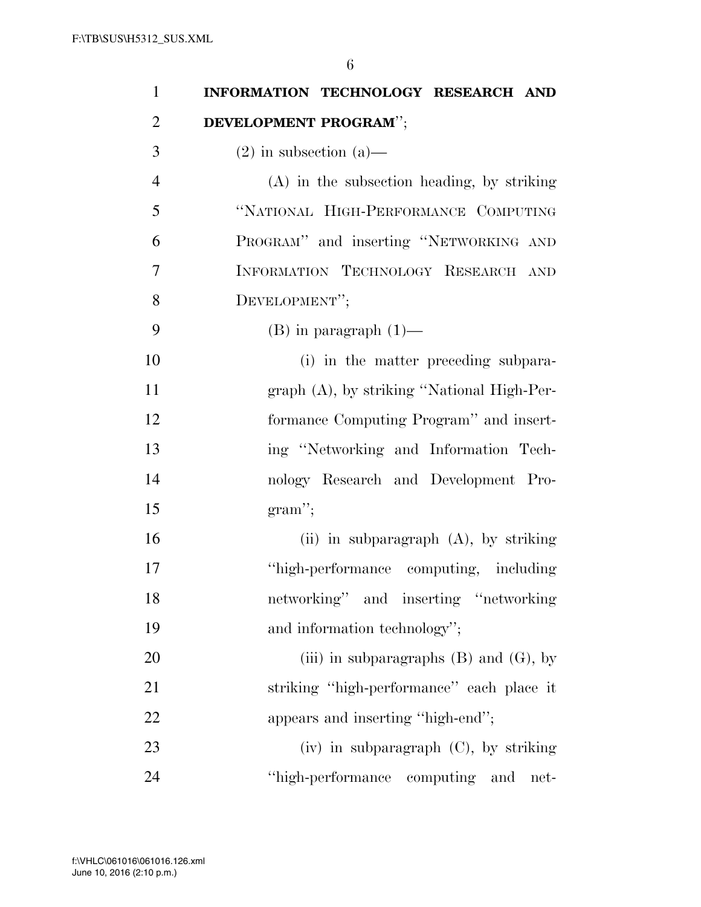**INFORMATION TECHNOLOGY RESEARCH AND DEVELOPMENT PROGRAM**'';

(2) in subsection (a)—

(A) in the subsection heading, by striking ''NATIONAL HIGH-PERFORMANCE COMPUTING PROGRAM'' and inserting ''NETWORKING AND INFORMATION TECHNOLOGY RESEARCH AND DEVELOPMENT'';

(B) in paragraph (1)—

(i) in the matter preceding subparagraph (A), by striking ''National High-Performance Computing Program'' and inserting ''Networking and Information Technology Research and Development Program'';

(ii) in subparagraph (A), by striking ''high-performance computing, including networking'' and inserting ''networking and information technology'';

(iii) in subparagraphs (B) and (G), by striking ''high-performance'' each place it appears and inserting ''high-end'';

(iv) in subparagraph (C), by striking ''high-performance computing and net-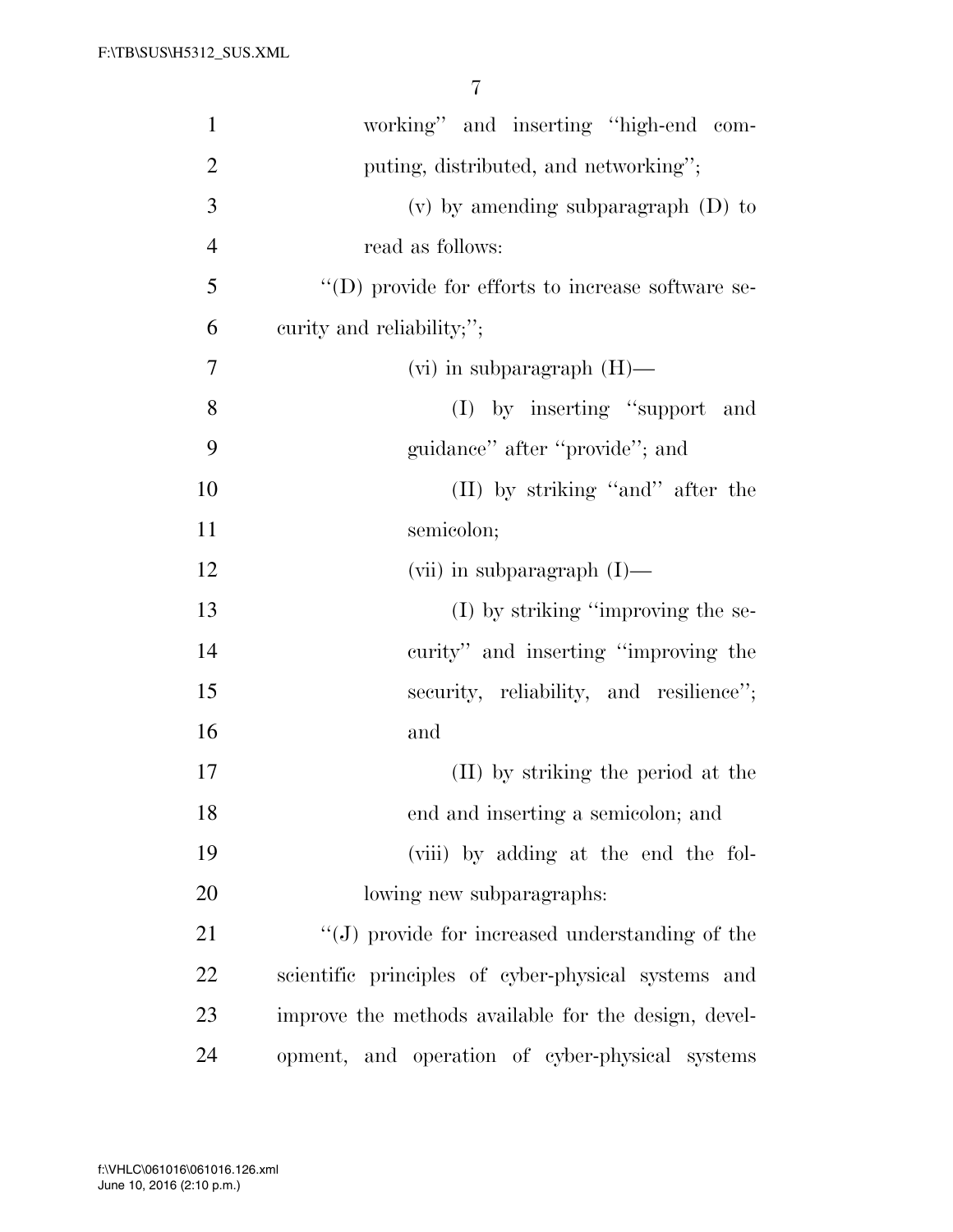working" and inserting "high-end computing, distributed, and networking";

(v) by amending subparagraph (D) to read as follows:

"(D) provide for efforts to increase software security and reliability;";

(vi) in subparagraph (H)—

(I) by inserting "support and guidance" after "provide"; and

(II) by striking "and" after the semicolon;

(vii) in subparagraph (I)—

(I) by striking "improving the security" and inserting "improving the security, reliability, and resilience"; and

(II) by striking the period at the end and inserting a semicolon; and

(viii) by adding at the end the following new subparagraphs:

"(J) provide for increased understanding of the scientific principles of cyber-physical systems and improve the methods available for the design, development, and operation of cyber-physical systems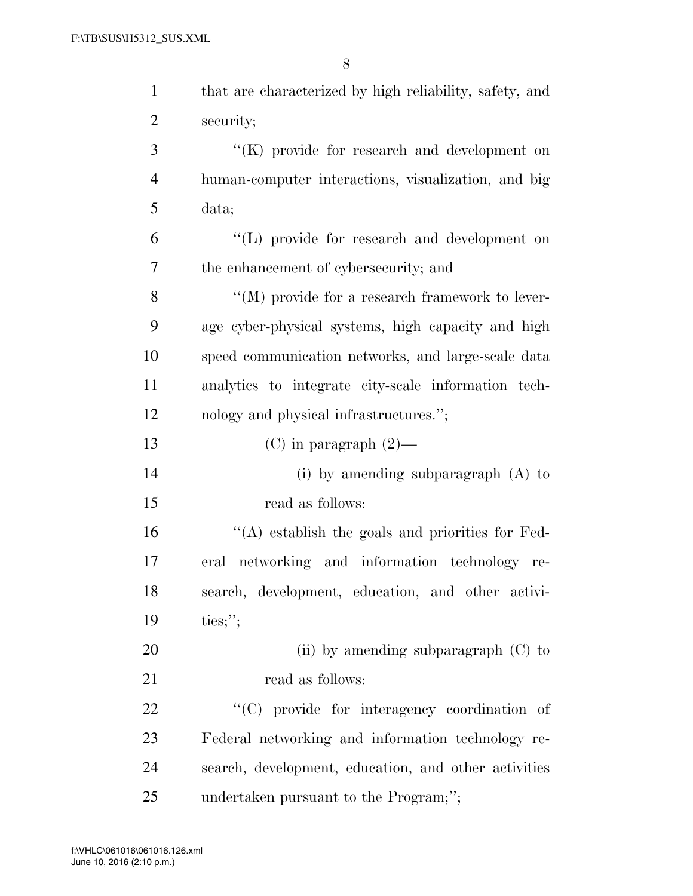that are characterized by high reliability, safety, and security;

''(K) provide for research and development on human-computer interactions, visualization, and big data;

''(L) provide for research and development on the enhancement of cybersecurity; and

''(M) provide for a research framework to leverage cyber-physical systems, high capacity and high speed communication networks, and large-scale data analytics to integrate city-scale information technology and physical infrastructures.'';

(C) in paragraph (2)—

(i) by amending subparagraph (A) to read as follows:

''(A) establish the goals and priorities for Federal networking and information technology research, development, education, and other activities;'';

(ii) by amending subparagraph (C) to read as follows:

''(C) provide for interagency coordination of Federal networking and information technology research, development, education, and other activities undertaken pursuant to the Program;'';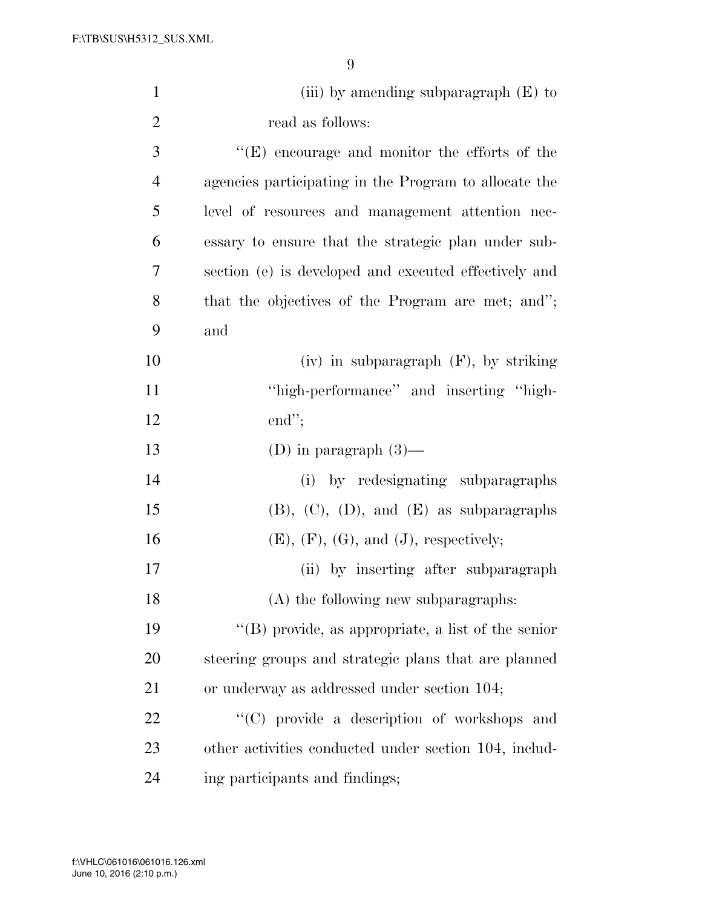(iii) by amending subparagraph (E) to read as follows:

"(E) encourage and monitor the efforts of the agencies participating in the Program to allocate the level of resources and management attention necessary to ensure that the strategic plan under subsection (e) is developed and executed effectively and that the objectives of the Program are met; and"; and

(iv) in subparagraph (F), by striking "high-performance" and inserting "high-end";

(D) in paragraph (3)—

(i) by redesignating subparagraphs (B), (C), (D), and (E) as subparagraphs (E), (F), (G), and (J), respectively;

(ii) by inserting after subparagraph (A) the following new subparagraphs:

"(B) provide, as appropriate, a list of the senior steering groups and strategic plans that are planned or underway as addressed under section 104;

"(C) provide a description of workshops and other activities conducted under section 104, including participants and findings;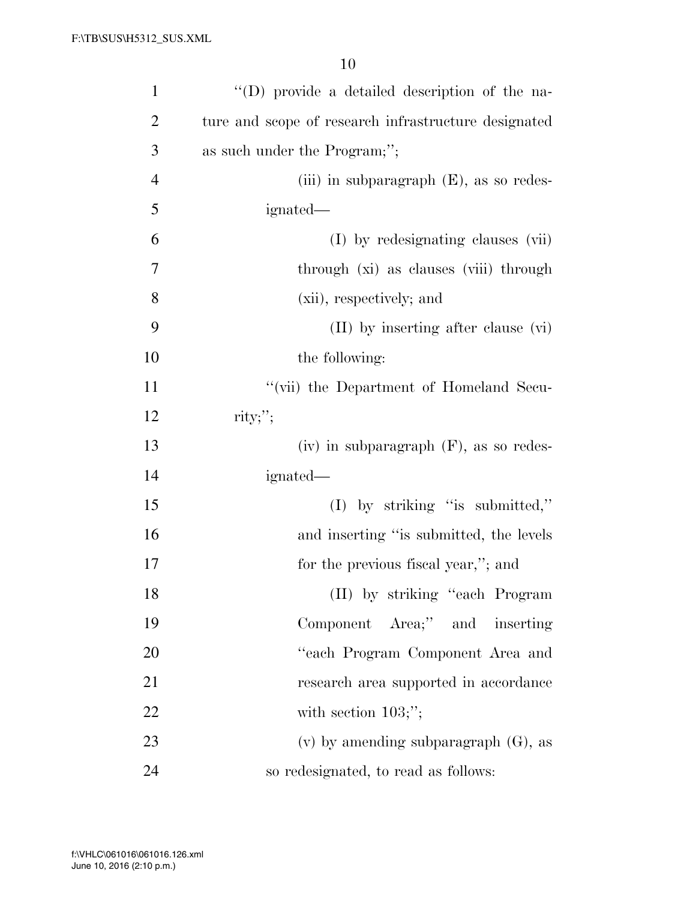''(D) provide a detailed description of the nature and scope of research infrastructure designated as such under the Program;'';

(iii) in subparagraph (E), as so redesignated—

(I) by redesignating clauses (vii) through (xi) as clauses (viii) through (xii), respectively; and

(II) by inserting after clause (vi) the following:

''(vii) the Department of Homeland Security;'';

(iv) in subparagraph (F), as so redesignated—

(I) by striking ''is submitted,'' and inserting ''is submitted, the levels for the previous fiscal year,''; and

(II) by striking ''each Program Component Area;'' and inserting ''each Program Component Area and research area supported in accordance with section 103;'';

(v) by amending subparagraph (G), as so redesignated, to read as follows: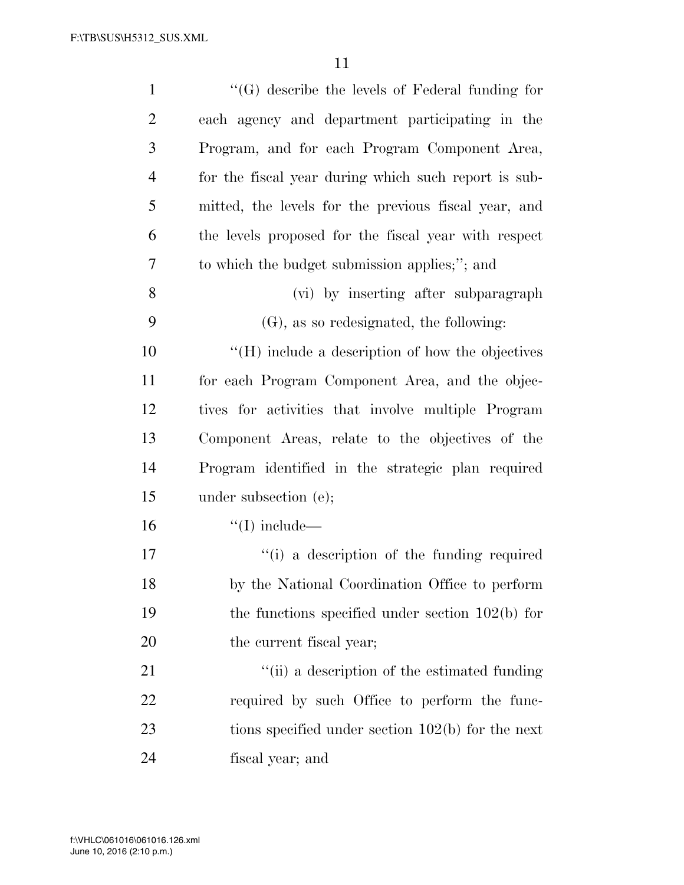"(G) describe the levels of Federal funding for each agency and department participating in the Program, and for each Program Component Area, for the fiscal year during which such report is submitted, the levels for the previous fiscal year, and the levels proposed for the fiscal year with respect to which the budget submission applies;"; and

(vi) by inserting after subparagraph (G), as so redesignated, the following:

"(H) include a description of how the objectives for each Program Component Area, and the objectives for activities that involve multiple Program Component Areas, relate to the objectives of the Program identified in the strategic plan required under subsection (e);

"(I) include—

"(i) a description of the funding required by the National Coordination Office to perform the functions specified under section 102(b) for the current fiscal year;

"(ii) a description of the estimated funding required by such Office to perform the functions specified under section 102(b) for the next fiscal year; and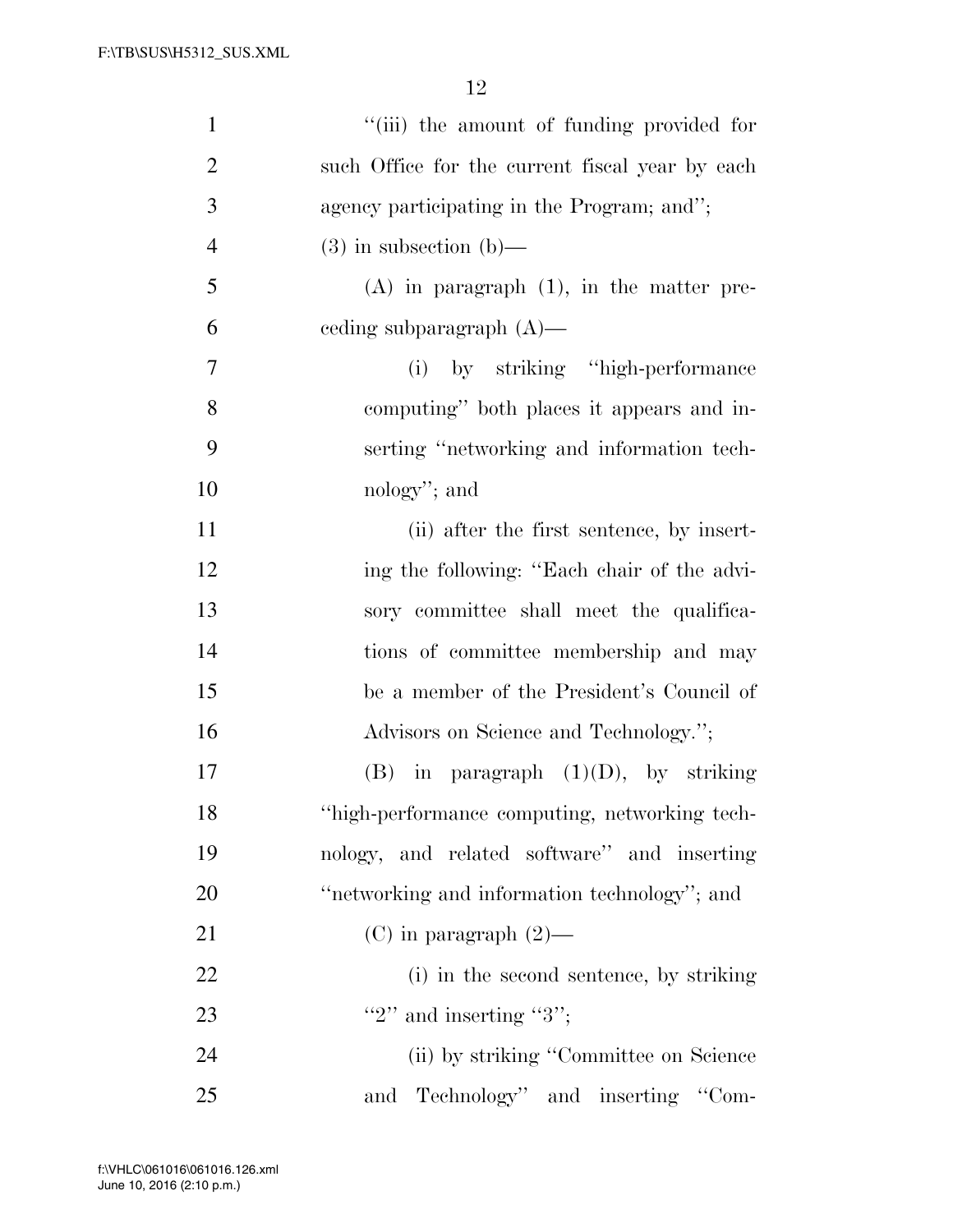"(iii) the amount of funding provided for such Office for the current fiscal year by each agency participating in the Program; and";

(3) in subsection (b)—

(A) in paragraph (1), in the matter preceding subparagraph (A)—

(i) by striking "high-performance computing" both places it appears and inserting "networking and information technology"; and

(ii) after the first sentence, by inserting the following: "Each chair of the advisory committee shall meet the qualifications of committee membership and may be a member of the President's Council of Advisors on Science and Technology.";

(B) in paragraph (1)(D), by striking "high-performance computing, networking technology, and related software" and inserting "networking and information technology"; and

(C) in paragraph (2)—

(i) in the second sentence, by striking "2" and inserting "3";

(ii) by striking "Committee on Science and Technology" and inserting "Com-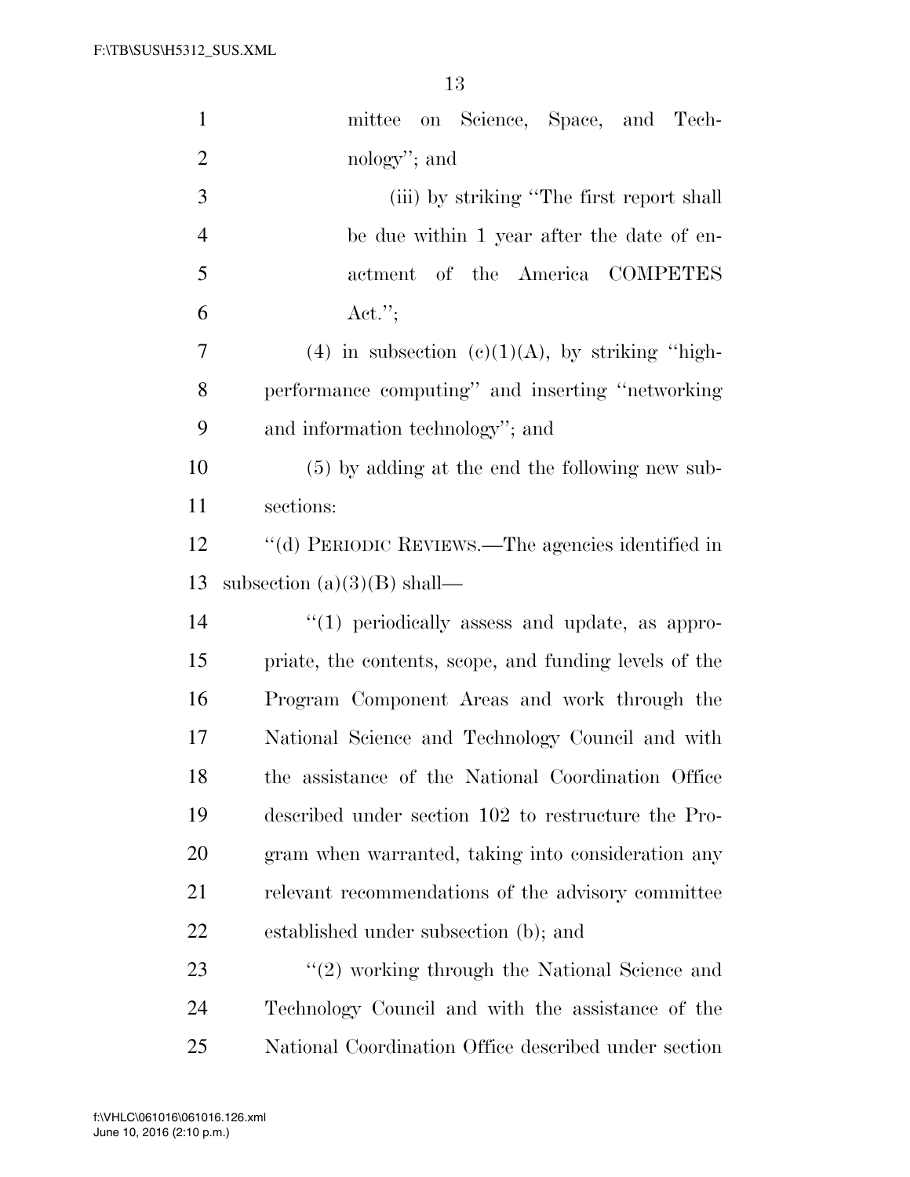mittee on Science, Space, and Technology''; and

(iii) by striking ''The first report shall be due within 1 year after the date of enactment of the America COMPETES Act.'';

(4) in subsection (c)(1)(A), by striking ''high-performance computing'' and inserting ''networking and information technology''; and

(5) by adding at the end the following new subsections:

''(d) PERIODIC REVIEWS.—The agencies identified in subsection (a)(3)(B) shall—

''(1) periodically assess and update, as appropriate, the contents, scope, and funding levels of the Program Component Areas and work through the National Science and Technology Council and with the assistance of the National Coordination Office described under section 102 to restructure the Program when warranted, taking into consideration any relevant recommendations of the advisory committee established under subsection (b); and

''(2) working through the National Science and Technology Council and with the assistance of the National Coordination Office described under section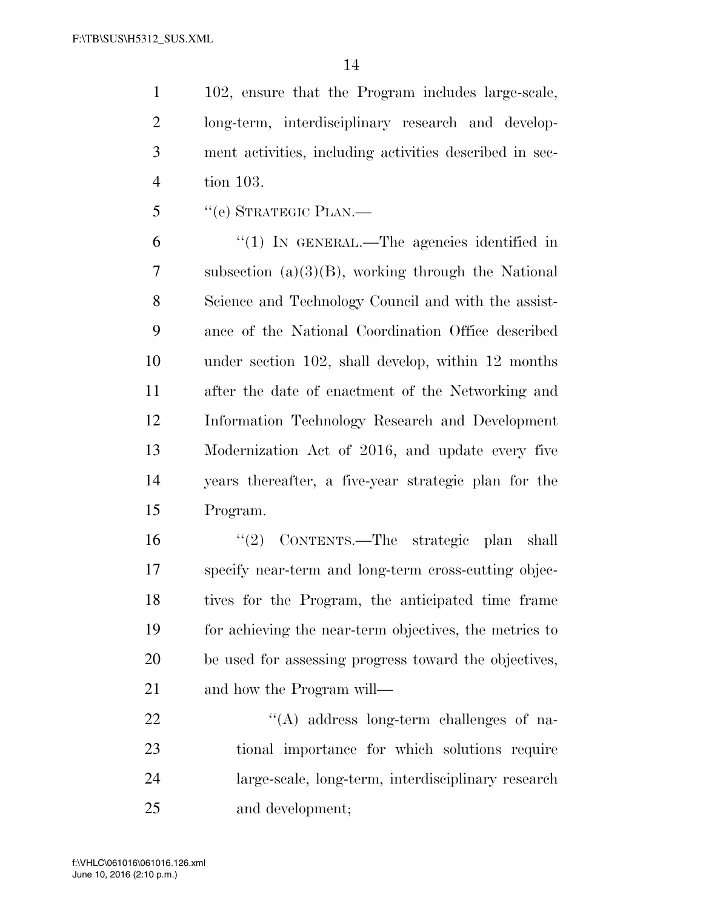102, ensure that the Program includes large-scale, long-term, interdisciplinary research and development activities, including activities described in section 103.

"(e) STRATEGIC PLAN.—

"(1) IN GENERAL.—The agencies identified in subsection (a)(3)(B), working through the National Science and Technology Council and with the assistance of the National Coordination Office described under section 102, shall develop, within 12 months after the date of enactment of the Networking and Information Technology Research and Development Modernization Act of 2016, and update every five years thereafter, a five-year strategic plan for the Program.

"(2) CONTENTS.—The strategic plan shall specify near-term and long-term cross-cutting objectives for the Program, the anticipated time frame for achieving the near-term objectives, the metrics to be used for assessing progress toward the objectives, and how the Program will—

"(A) address long-term challenges of national importance for which solutions require large-scale, long-term, interdisciplinary research and development;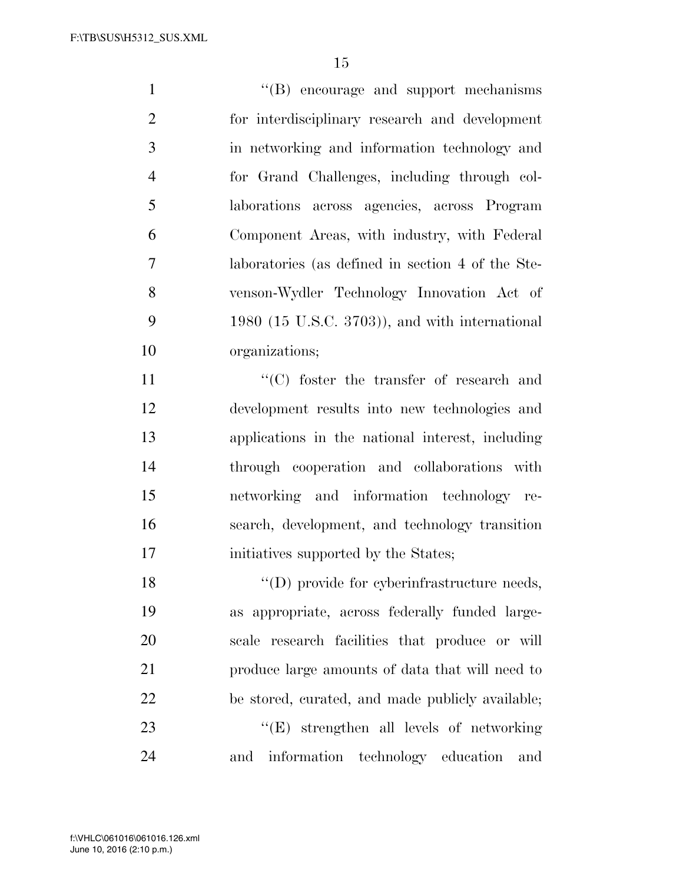''(B) encourage and support mechanisms for interdisciplinary research and development in networking and information technology and for Grand Challenges, including through collaborations across agencies, across Program Component Areas, with industry, with Federal laboratories (as defined in section 4 of the Stevenson-Wydler Technology Innovation Act of 1980 (15 U.S.C. 3703)), and with international organizations;

''(C) foster the transfer of research and development results into new technologies and applications in the national interest, including through cooperation and collaborations with networking and information technology research, development, and technology transition initiatives supported by the States;

''(D) provide for cyberinfrastructure needs, as appropriate, across federally funded large-scale research facilities that produce or will produce large amounts of data that will need to be stored, curated, and made publicly available;

''(E) strengthen all levels of networking and information technology education and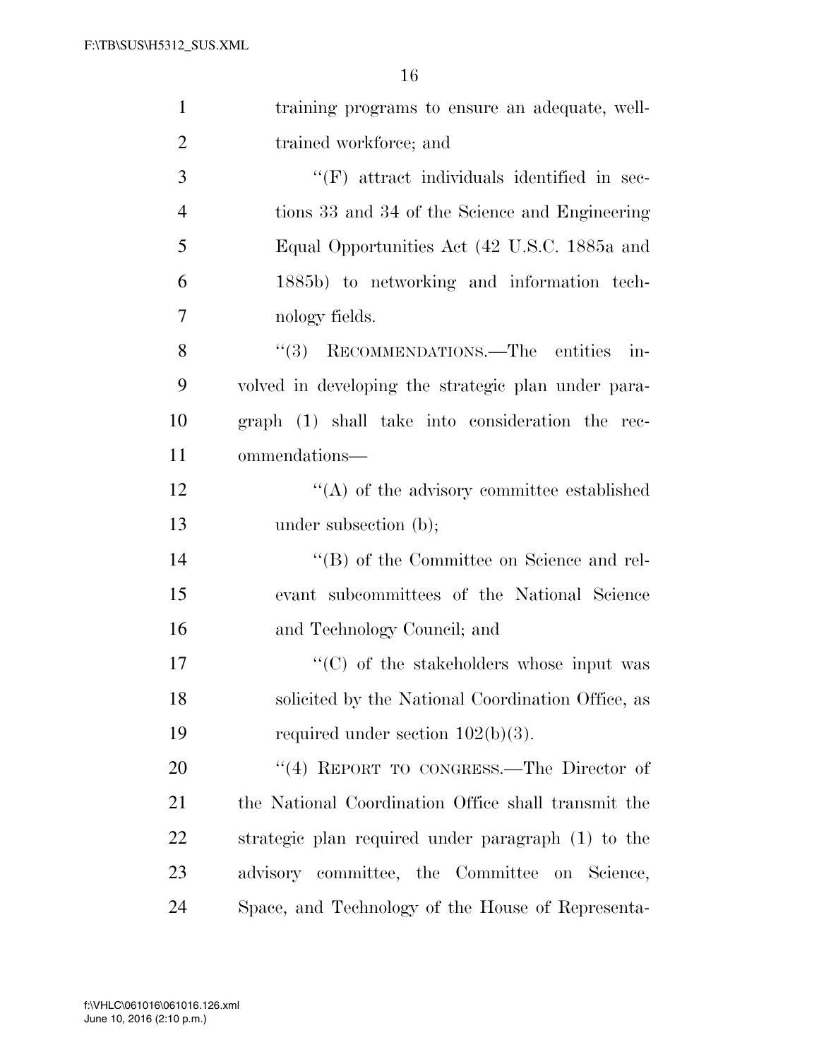training programs to ensure an adequate, well-trained workforce; and

''(F) attract individuals identified in sections 33 and 34 of the Science and Engineering Equal Opportunities Act (42 U.S.C. 1885a and 1885b) to networking and information technology fields.

''(3) RECOMMENDATIONS.—The entities involved in developing the strategic plan under paragraph (1) shall take into consideration the recommendations—

''(A) of the advisory committee established under subsection (b);

''(B) of the Committee on Science and relevant subcommittees of the National Science and Technology Council; and

''(C) of the stakeholders whose input was solicited by the National Coordination Office, as required under section 102(b)(3).

''(4) REPORT TO CONGRESS.—The Director of the National Coordination Office shall transmit the strategic plan required under paragraph (1) to the advisory committee, the Committee on Science, Space, and Technology of the House of Representa-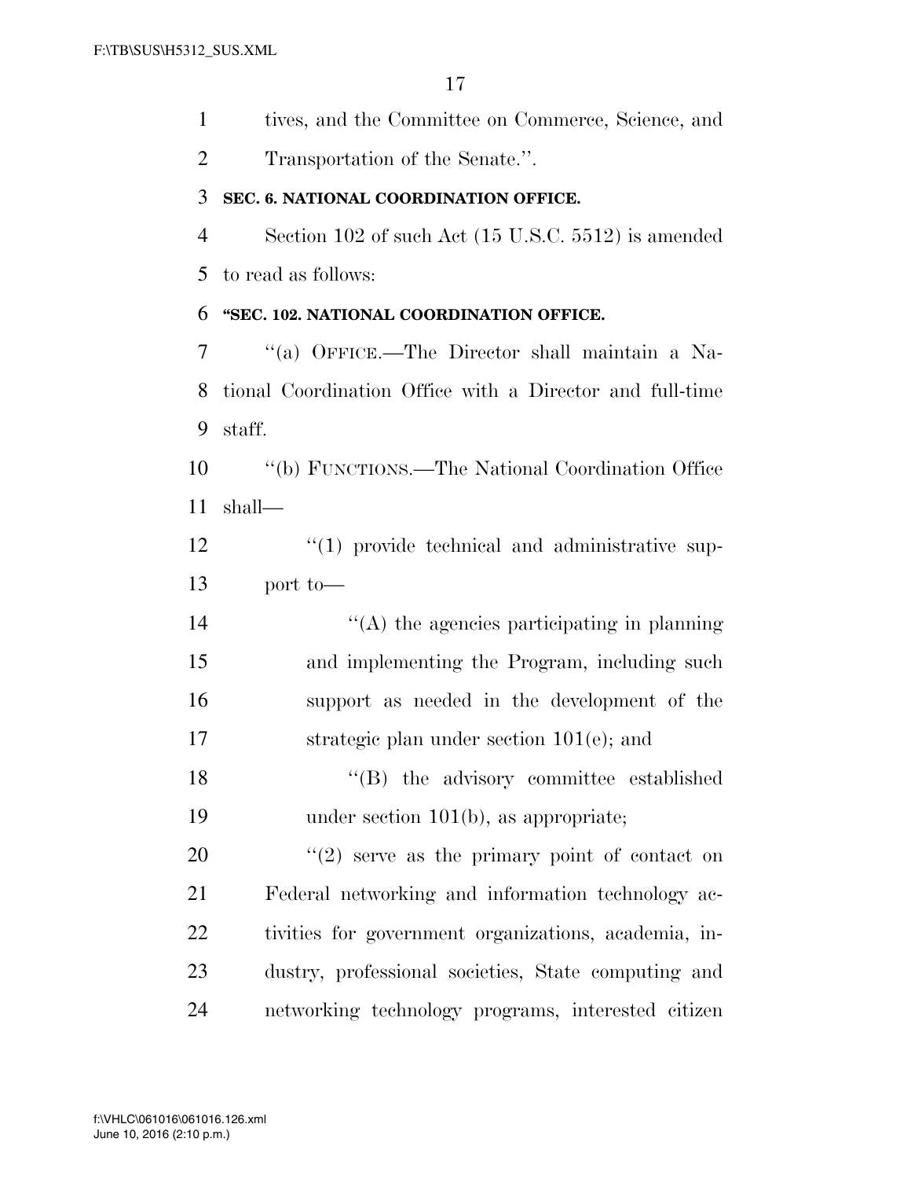tives, and the Committee on Commerce, Science, and Transportation of the Senate.''.

**SEC. 6. NATIONAL COORDINATION OFFICE.**

Section 102 of such Act (15 U.S.C. 5512) is amended to read as follows:

**''SEC. 102. NATIONAL COORDINATION OFFICE.**

''(a) OFFICE.—The Director shall maintain a National Coordination Office with a Director and full-time staff.

''(b) FUNCTIONS.—The National Coordination Office shall—

''(1) provide technical and administrative support to—

''(A) the agencies participating in planning and implementing the Program, including such support as needed in the development of the strategic plan under section 101(e); and

''(B) the advisory committee established under section 101(b), as appropriate;

''(2) serve as the primary point of contact on Federal networking and information technology activities for government organizations, academia, industry, professional societies, State computing and networking technology programs, interested citizen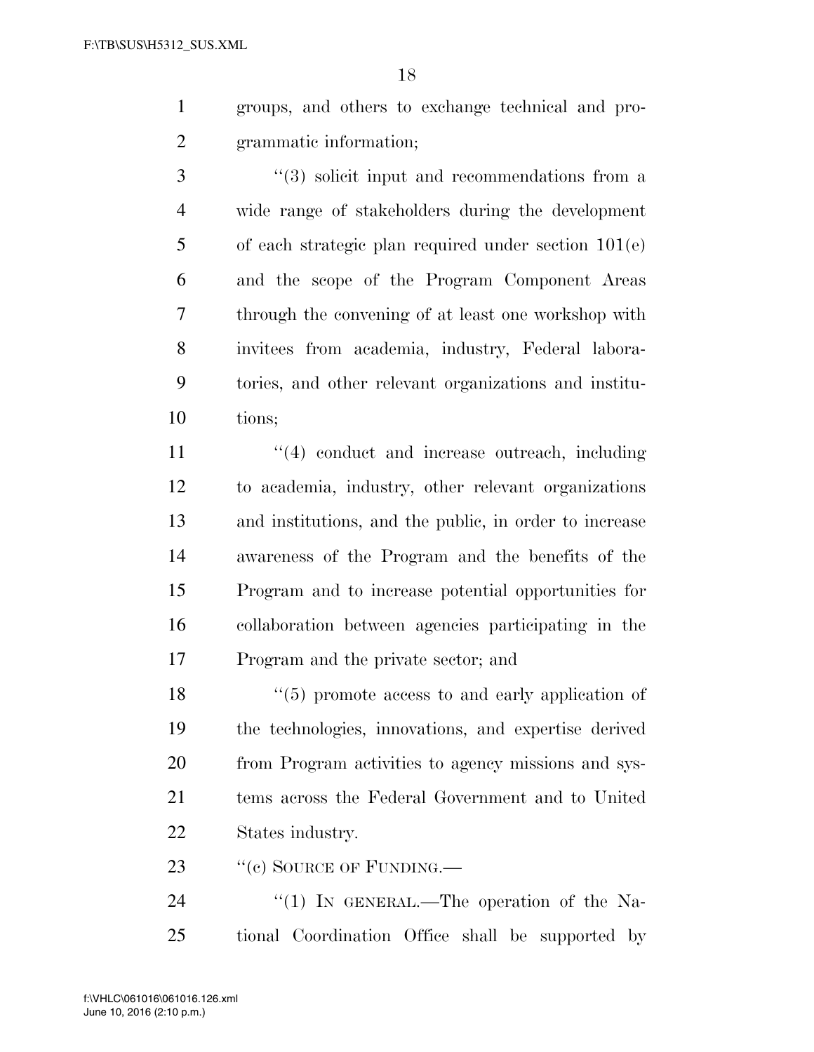groups, and others to exchange technical and programmatic information;

"(3) solicit input and recommendations from a wide range of stakeholders during the development of each strategic plan required under section 101(e) and the scope of the Program Component Areas through the convening of at least one workshop with invitees from academia, industry, Federal laboratories, and other relevant organizations and institutions;

"(4) conduct and increase outreach, including to academia, industry, other relevant organizations and institutions, and the public, in order to increase awareness of the Program and the benefits of the Program and to increase potential opportunities for collaboration between agencies participating in the Program and the private sector; and

"(5) promote access to and early application of the technologies, innovations, and expertise derived from Program activities to agency missions and systems across the Federal Government and to United States industry.

"(c) SOURCE OF FUNDING.—

"(1) IN GENERAL.—The operation of the National Coordination Office shall be supported by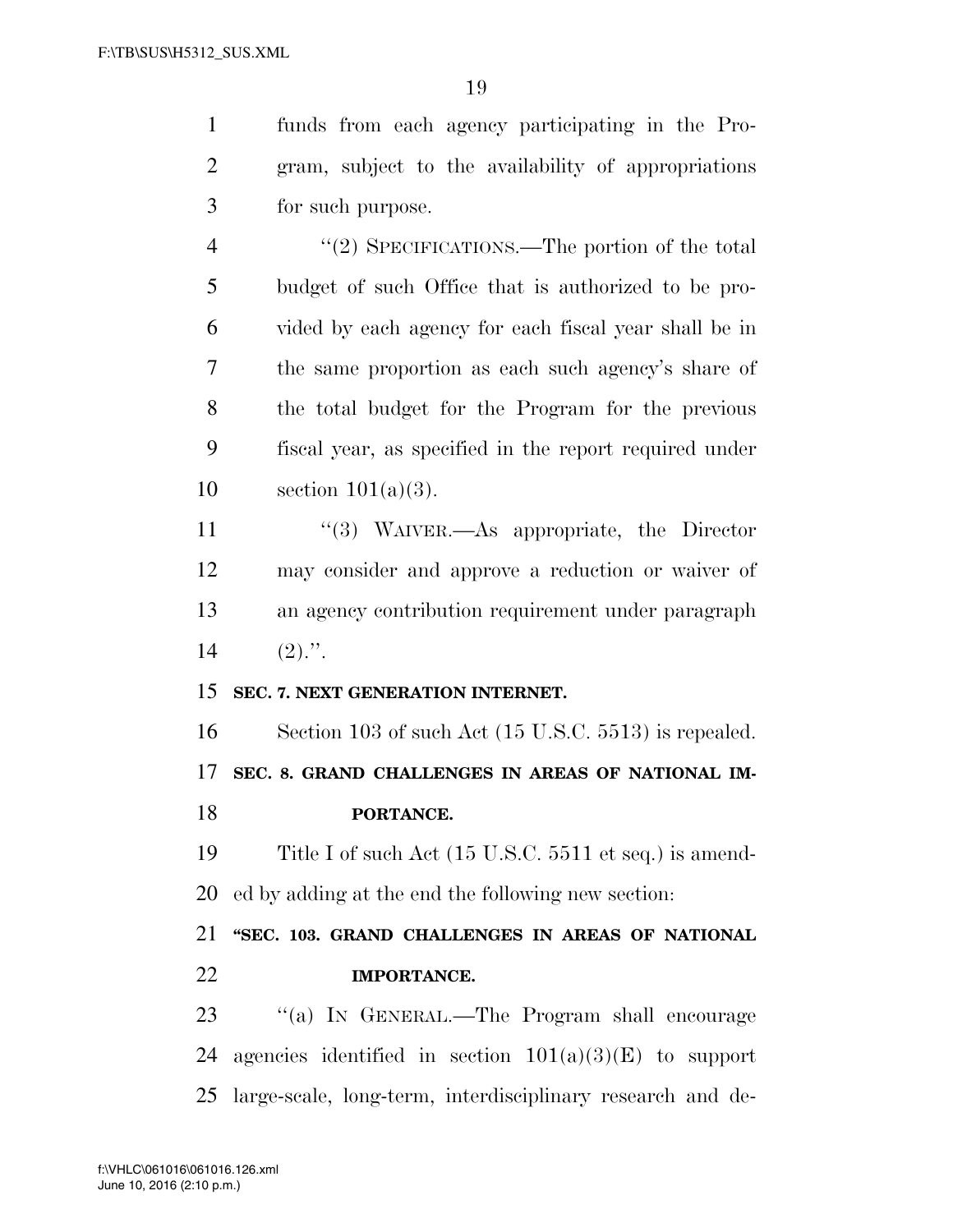funds from each agency participating in the Program, subject to the availability of appropriations for such purpose.

''(2) SPECIFICATIONS.—The portion of the total budget of such Office that is authorized to be provided by each agency for each fiscal year shall be in the same proportion as each such agency's share of the total budget for the Program for the previous fiscal year, as specified in the report required under section 101(a)(3).

''(3) WAIVER.—As appropriate, the Director may consider and approve a reduction or waiver of an agency contribution requirement under paragraph (2).''.

**SEC. 7. NEXT GENERATION INTERNET.**

Section 103 of such Act (15 U.S.C. 5513) is repealed.

**SEC. 8. GRAND CHALLENGES IN AREAS OF NATIONAL IMPORTANCE.**

Title I of such Act (15 U.S.C. 5511 et seq.) is amended by adding at the end the following new section:

**''SEC. 103. GRAND CHALLENGES IN AREAS OF NATIONAL IMPORTANCE.**

''(a) IN GENERAL.—The Program shall encourage agencies identified in section 101(a)(3)(E) to support large-scale, long-term, interdisciplinary research and de-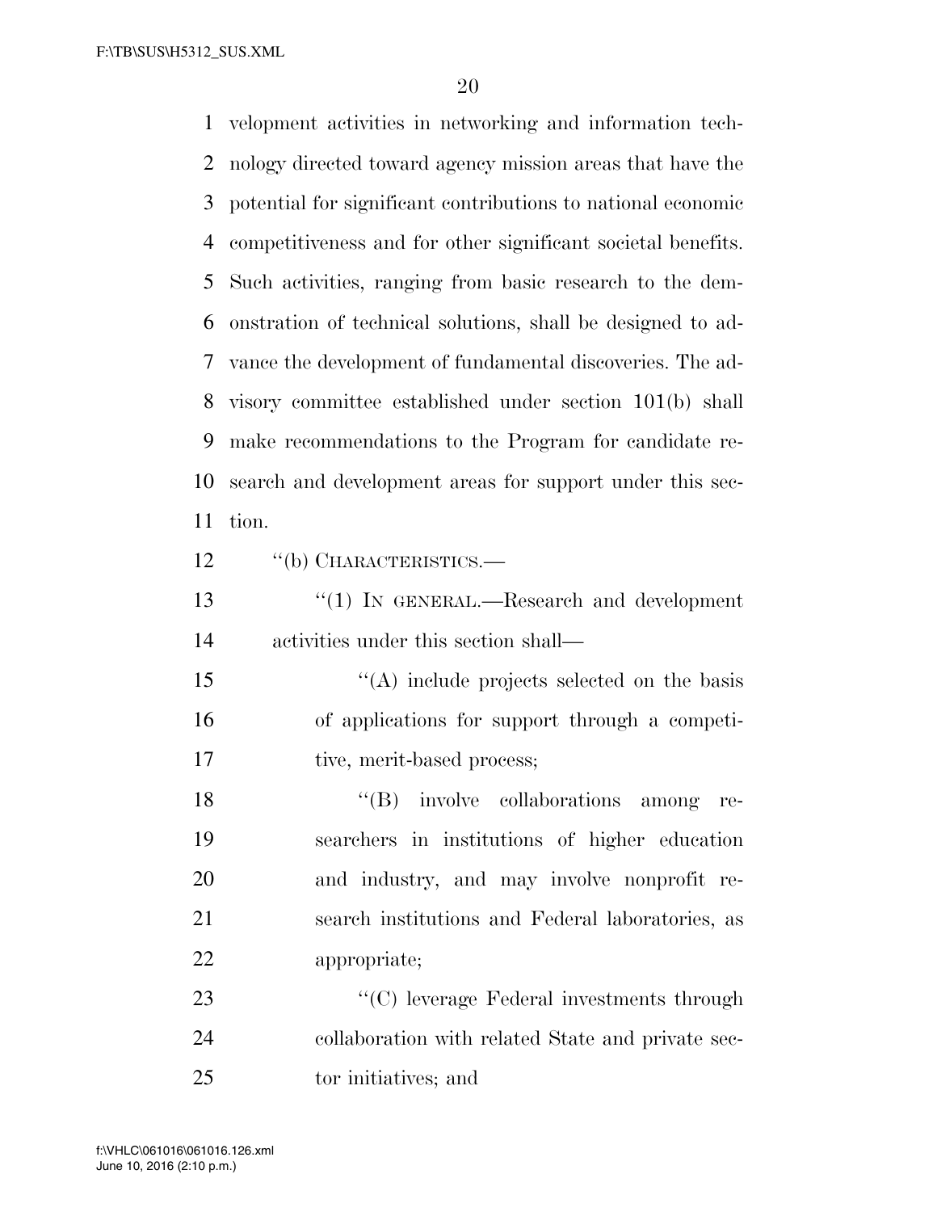velopment activities in networking and information technology directed toward agency mission areas that have the potential for significant contributions to national economic competitiveness and for other significant societal benefits. Such activities, ranging from basic research to the demonstration of technical solutions, shall be designed to advance the development of fundamental discoveries. The advisory committee established under section 101(b) shall make recommendations to the Program for candidate research and development areas for support under this section.

''(b) CHARACTERISTICS.—

''(1) IN GENERAL.—Research and development activities under this section shall—

''(A) include projects selected on the basis of applications for support through a competitive, merit-based process;

''(B) involve collaborations among researchers in institutions of higher education and industry, and may involve nonprofit research institutions and Federal laboratories, as appropriate;

''(C) leverage Federal investments through collaboration with related State and private sector initiatives; and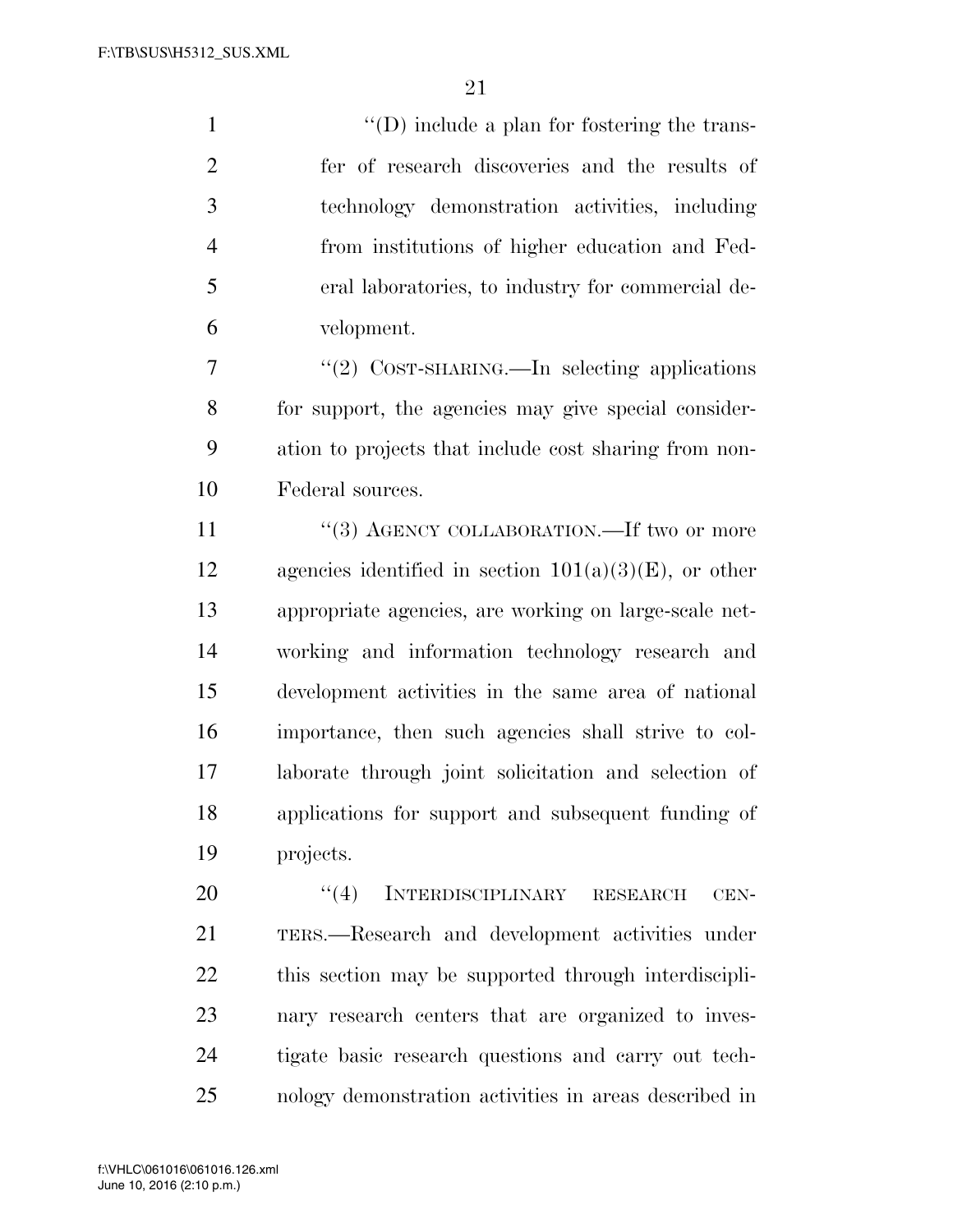''(D) include a plan for fostering the transfer of research discoveries and the results of technology demonstration activities, including from institutions of higher education and Federal laboratories, to industry for commercial development.

''(2) COST-SHARING.—In selecting applications for support, the agencies may give special consideration to projects that include cost sharing from non-Federal sources.

''(3) AGENCY COLLABORATION.—If two or more agencies identified in section 101(a)(3)(E), or other appropriate agencies, are working on large-scale networking and information technology research and development activities in the same area of national importance, then such agencies shall strive to collaborate through joint solicitation and selection of applications for support and subsequent funding of projects.

''(4) INTERDISCIPLINARY RESEARCH CENTERS.—Research and development activities under this section may be supported through interdisciplinary research centers that are organized to investigate basic research questions and carry out technology demonstration activities in areas described in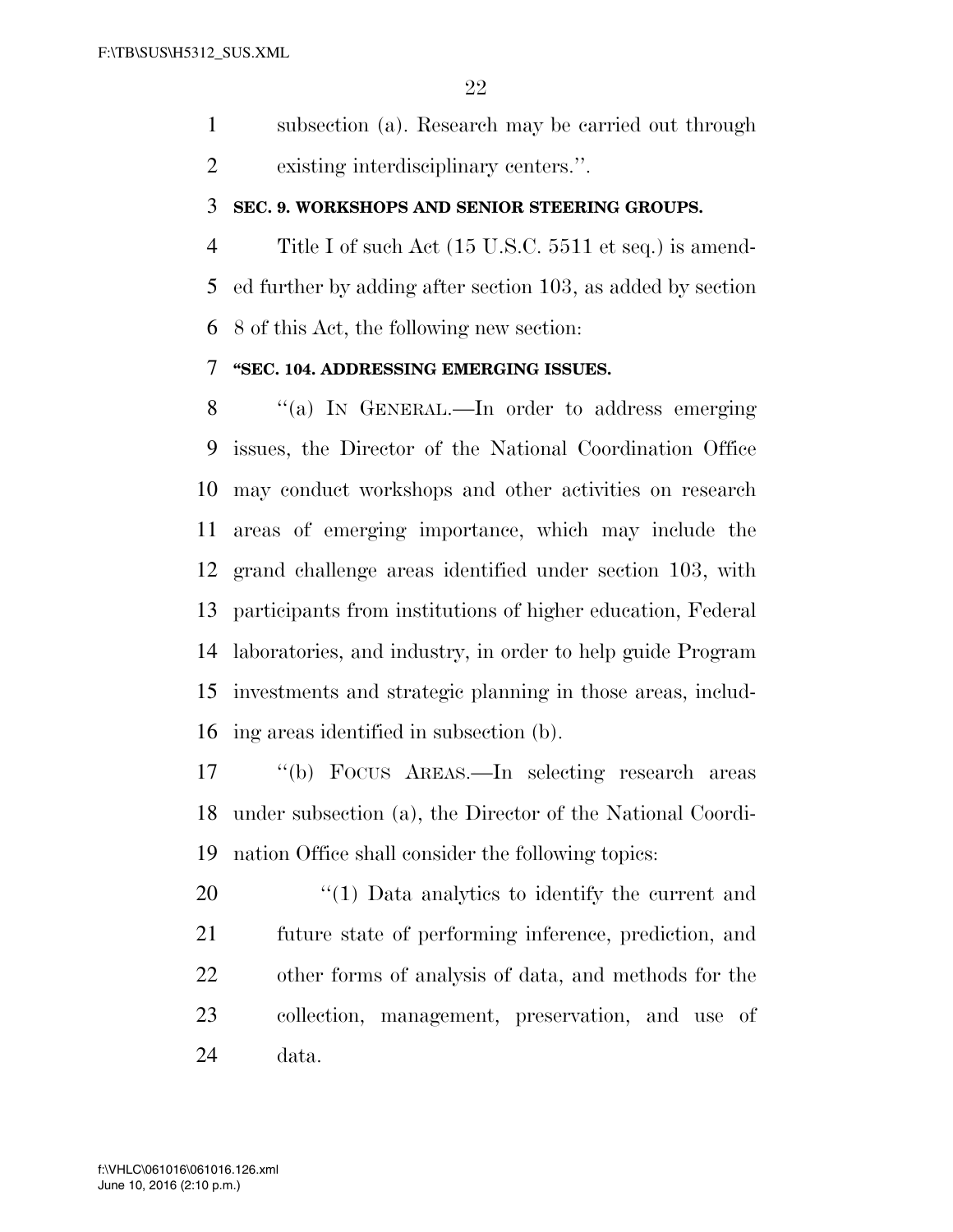subsection (a). Research may be carried out through existing interdisciplinary centers.''.

**SEC. 9. WORKSHOPS AND SENIOR STEERING GROUPS.**

Title I of such Act (15 U.S.C. 5511 et seq.) is amended further by adding after section 103, as added by section 8 of this Act, the following new section:

**''SEC. 104. ADDRESSING EMERGING ISSUES.**

''(a) IN GENERAL.—In order to address emerging issues, the Director of the National Coordination Office may conduct workshops and other activities on research areas of emerging importance, which may include the grand challenge areas identified under section 103, with participants from institutions of higher education, Federal laboratories, and industry, in order to help guide Program investments and strategic planning in those areas, including areas identified in subsection (b).

''(b) FOCUS AREAS.—In selecting research areas under subsection (a), the Director of the National Coordination Office shall consider the following topics:

''(1) Data analytics to identify the current and future state of performing inference, prediction, and other forms of analysis of data, and methods for the collection, management, preservation, and use of data.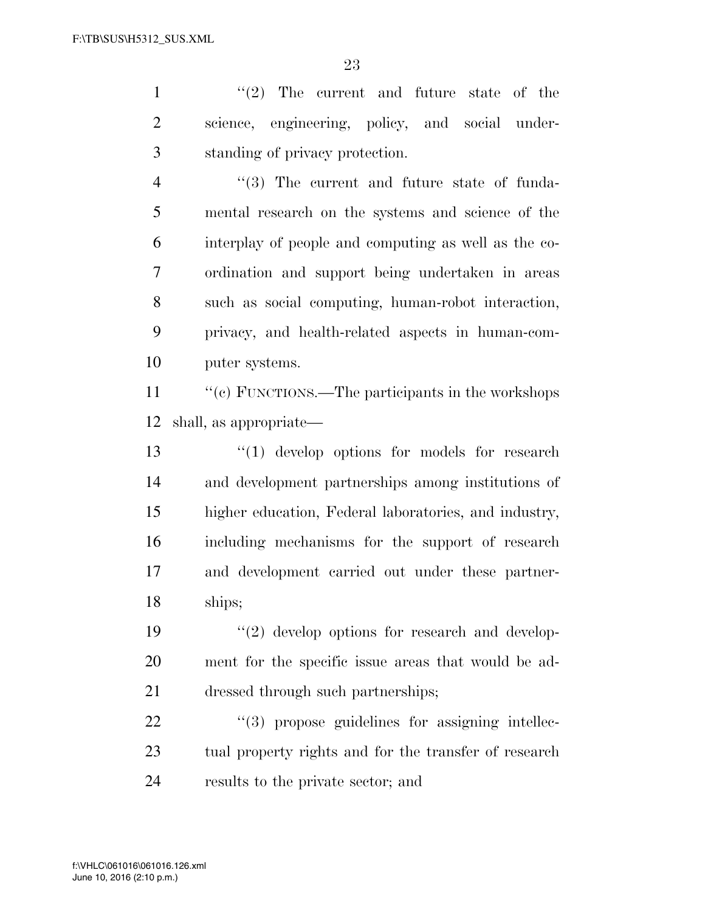''(2) The current and future state of the science, engineering, policy, and social understanding of privacy protection.

''(3) The current and future state of fundamental research on the systems and science of the interplay of people and computing as well as the coordination and support being undertaken in areas such as social computing, human-robot interaction, privacy, and health-related aspects in human-computer systems.

''(c) FUNCTIONS.—The participants in the workshops shall, as appropriate—

''(1) develop options for models for research and development partnerships among institutions of higher education, Federal laboratories, and industry, including mechanisms for the support of research and development carried out under these partnerships;

''(2) develop options for research and development for the specific issue areas that would be addressed through such partnerships;

''(3) propose guidelines for assigning intellectual property rights and for the transfer of research results to the private sector; and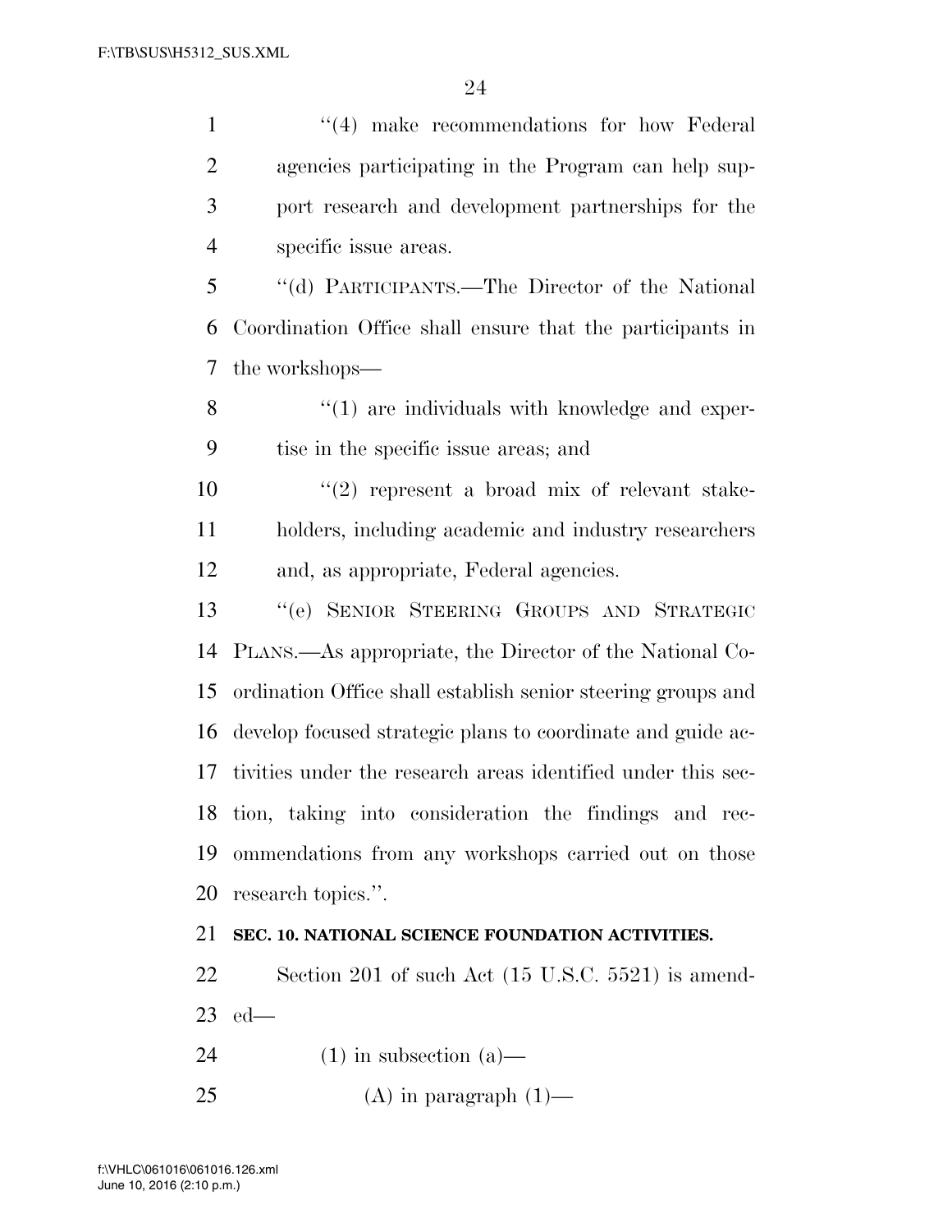''(4) make recommendations for how Federal agencies participating in the Program can help support research and development partnerships for the specific issue areas.

''(d) PARTICIPANTS.—The Director of the National Coordination Office shall ensure that the participants in the workshops—

''(1) are individuals with knowledge and expertise in the specific issue areas; and

''(2) represent a broad mix of relevant stakeholders, including academic and industry researchers and, as appropriate, Federal agencies.

''(e) SENIOR STEERING GROUPS AND STRATEGIC PLANS.—As appropriate, the Director of the National Coordination Office shall establish senior steering groups and develop focused strategic plans to coordinate and guide activities under the research areas identified under this section, taking into consideration the findings and recommendations from any workshops carried out on those research topics.''.

**SEC. 10. NATIONAL SCIENCE FOUNDATION ACTIVITIES.**

Section 201 of such Act (15 U.S.C. 5521) is amended—

(1) in subsection (a)—

(A) in paragraph (1)—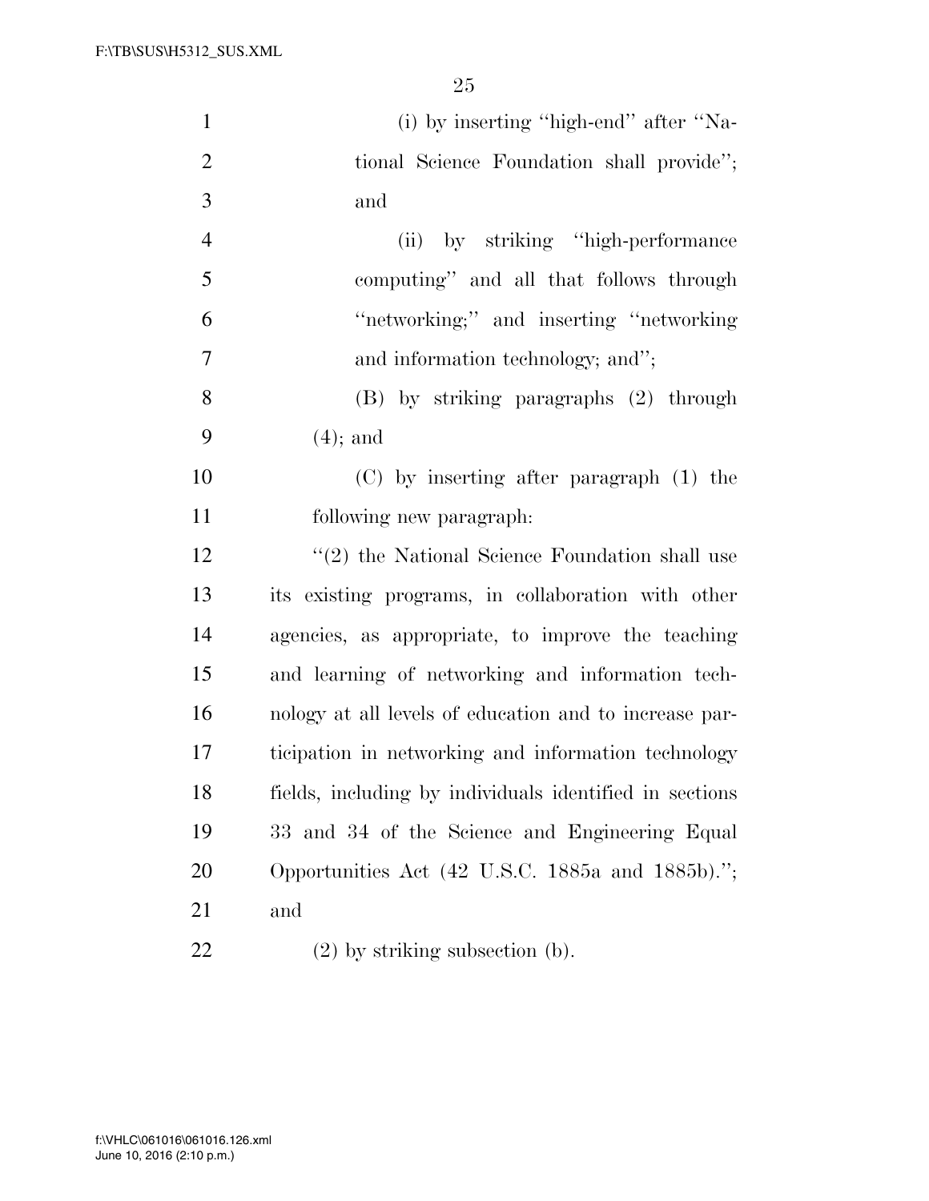(i) by inserting ''high-end'' after ''National Science Foundation shall provide''; and

(ii) by striking ''high-performance computing'' and all that follows through ''networking;'' and inserting ''networking and information technology; and'';

(B) by striking paragraphs (2) through (4); and

(C) by inserting after paragraph (1) the following new paragraph:

''(2) the National Science Foundation shall use its existing programs, in collaboration with other agencies, as appropriate, to improve the teaching and learning of networking and information technology at all levels of education and to increase participation in networking and information technology fields, including by individuals identified in sections 33 and 34 of the Science and Engineering Equal Opportunities Act (42 U.S.C. 1885a and 1885b).''; and

(2) by striking subsection (b).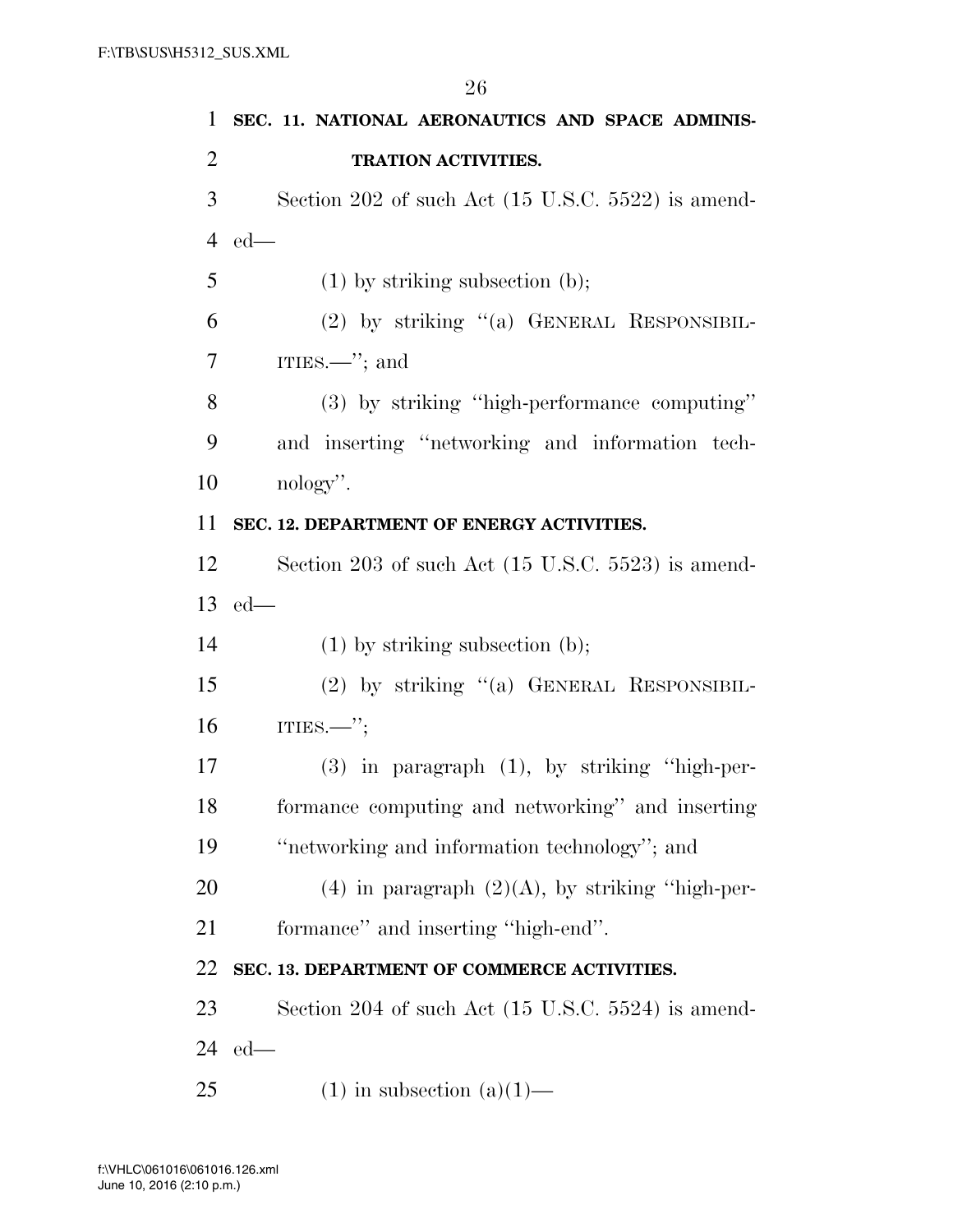**SEC. 11. NATIONAL AERONAUTICS AND SPACE ADMINISTRATION ACTIVITIES.**

Section 202 of such Act (15 U.S.C. 5522) is amended—

(1) by striking subsection (b);

(2) by striking "(a) GENERAL RESPONSIBILITIES.—"; and

(3) by striking "high-performance computing" and inserting "networking and information technology".

**SEC. 12. DEPARTMENT OF ENERGY ACTIVITIES.**

Section 203 of such Act (15 U.S.C. 5523) is amended—

(1) by striking subsection (b);

(2) by striking "(a) GENERAL RESPONSIBILITIES.—";

(3) in paragraph (1), by striking "high-performance computing and networking" and inserting "networking and information technology"; and

(4) in paragraph (2)(A), by striking "high-performance" and inserting "high-end".

**SEC. 13. DEPARTMENT OF COMMERCE ACTIVITIES.**

Section 204 of such Act (15 U.S.C. 5524) is amended—

(1) in subsection (a)(1)—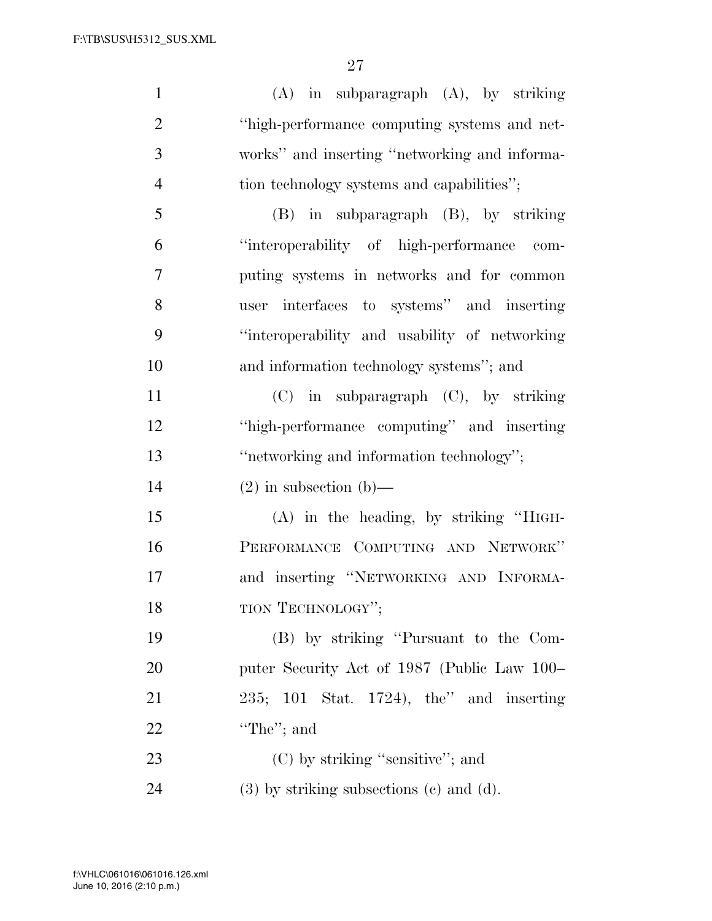(A) in subparagraph (A), by striking "high-performance computing systems and networks" and inserting "networking and information technology systems and capabilities";

(B) in subparagraph (B), by striking "interoperability of high-performance computing systems in networks and for common user interfaces to systems" and inserting "interoperability and usability of networking and information technology systems"; and

(C) in subparagraph (C), by striking "high-performance computing" and inserting "networking and information technology";

(2) in subsection (b)—

(A) in the heading, by striking "HIGH-PERFORMANCE COMPUTING AND NETWORK" and inserting "NETWORKING AND INFORMATION TECHNOLOGY";

(B) by striking "Pursuant to the Computer Security Act of 1987 (Public Law 100–235; 101 Stat. 1724), the" and inserting "The"; and

(C) by striking "sensitive"; and

(3) by striking subsections (c) and (d).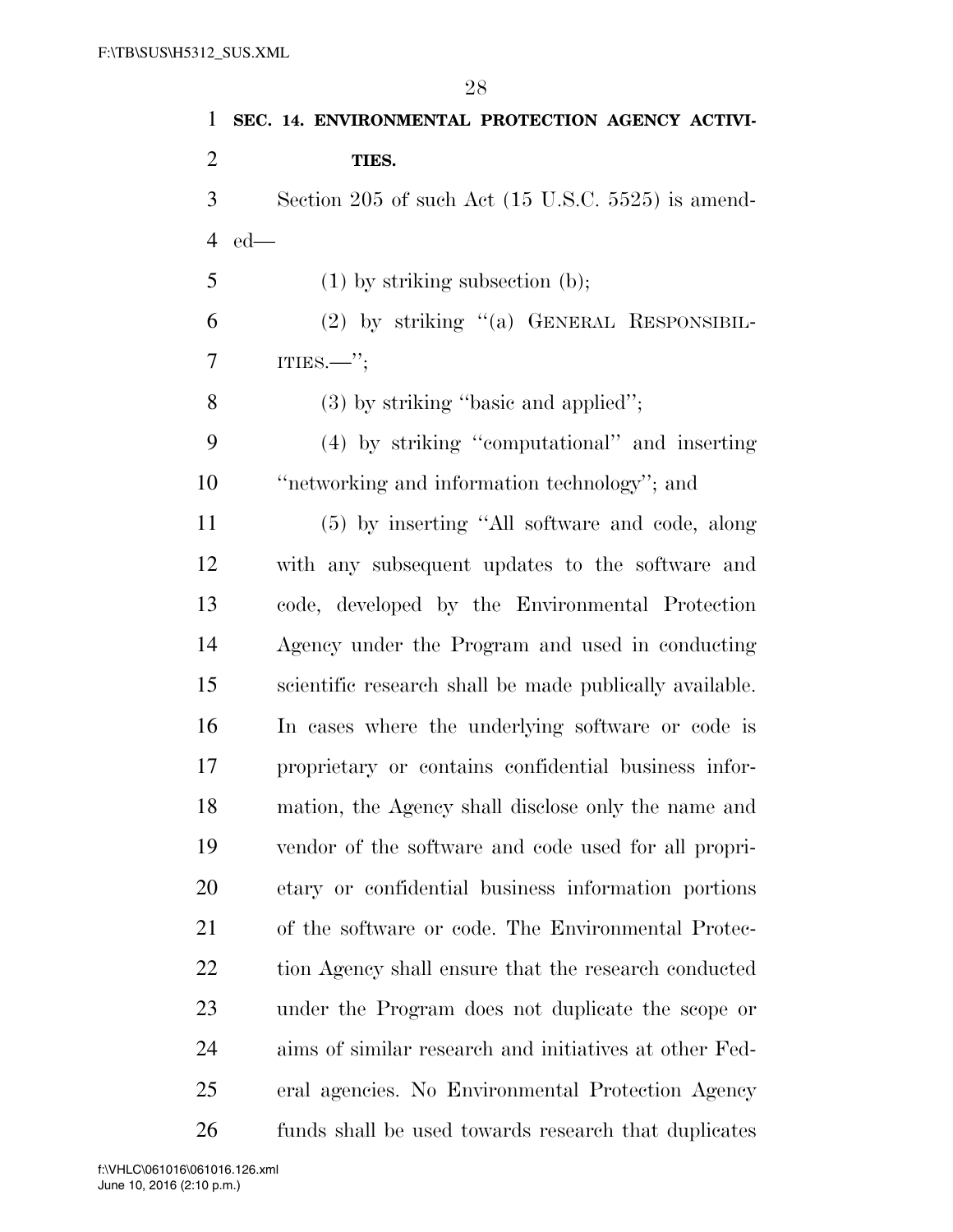**SEC. 14. ENVIRONMENTAL PROTECTION AGENCY ACTIVITIES.**

Section 205 of such Act (15 U.S.C. 5525) is amended—

(1) by striking subsection (b);

(2) by striking "(a) GENERAL RESPONSIBILITIES.—";

(3) by striking "basic and applied";

(4) by striking "computational" and inserting "networking and information technology"; and

(5) by inserting "All software and code, along with any subsequent updates to the software and code, developed by the Environmental Protection Agency under the Program and used in conducting scientific research shall be made publically available. In cases where the underlying software or code is proprietary or contains confidential business information, the Agency shall disclose only the name and vendor of the software and code used for all proprietary or confidential business information portions of the software or code. The Environmental Protection Agency shall ensure that the research conducted under the Program does not duplicate the scope or aims of similar research and initiatives at other Federal agencies. No Environmental Protection Agency funds shall be used towards research that duplicates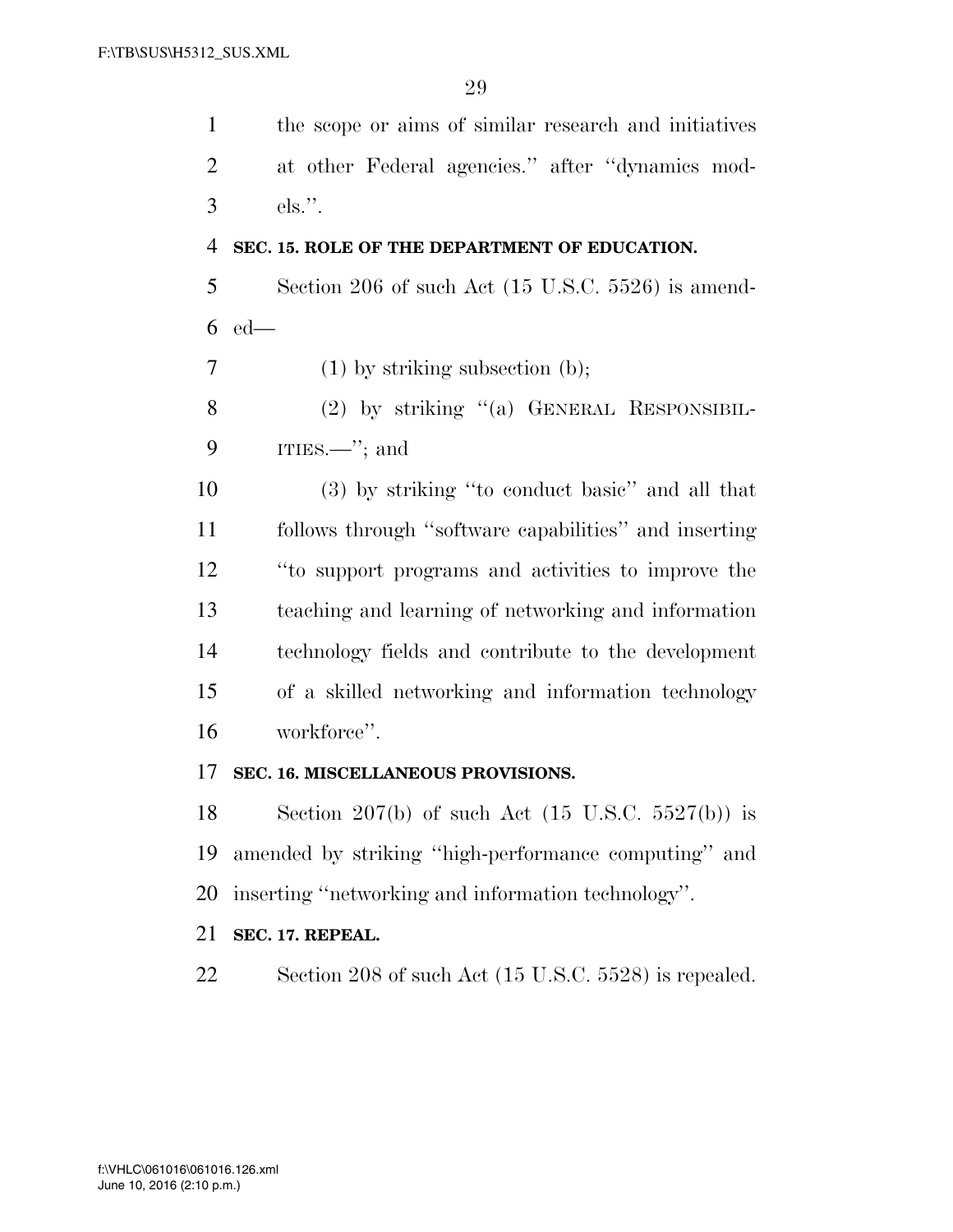the scope or aims of similar research and initiatives at other Federal agencies.'' after ''dynamics models.''.

**SEC. 15. ROLE OF THE DEPARTMENT OF EDUCATION.**

Section 206 of such Act (15 U.S.C. 5526) is amended—

(1) by striking subsection (b);

(2) by striking ''(a) GENERAL RESPONSIBILITIES.—''; and

(3) by striking ''to conduct basic'' and all that follows through ''software capabilities'' and inserting ''to support programs and activities to improve the teaching and learning of networking and information technology fields and contribute to the development of a skilled networking and information technology workforce''.

**SEC. 16. MISCELLANEOUS PROVISIONS.**

Section 207(b) of such Act (15 U.S.C. 5527(b)) is amended by striking ''high-performance computing'' and inserting ''networking and information technology''.

**SEC. 17. REPEAL.**

Section 208 of such Act (15 U.S.C. 5528) is repealed.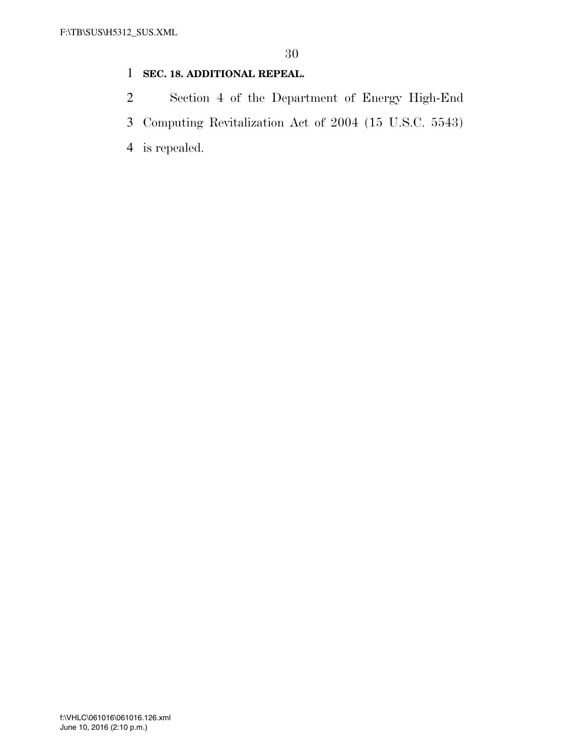**SEC. 18. ADDITIONAL REPEAL.**

Section 4 of the Department of Energy High-End Computing Revitalization Act of 2004 (15 U.S.C. 5543) is repealed.